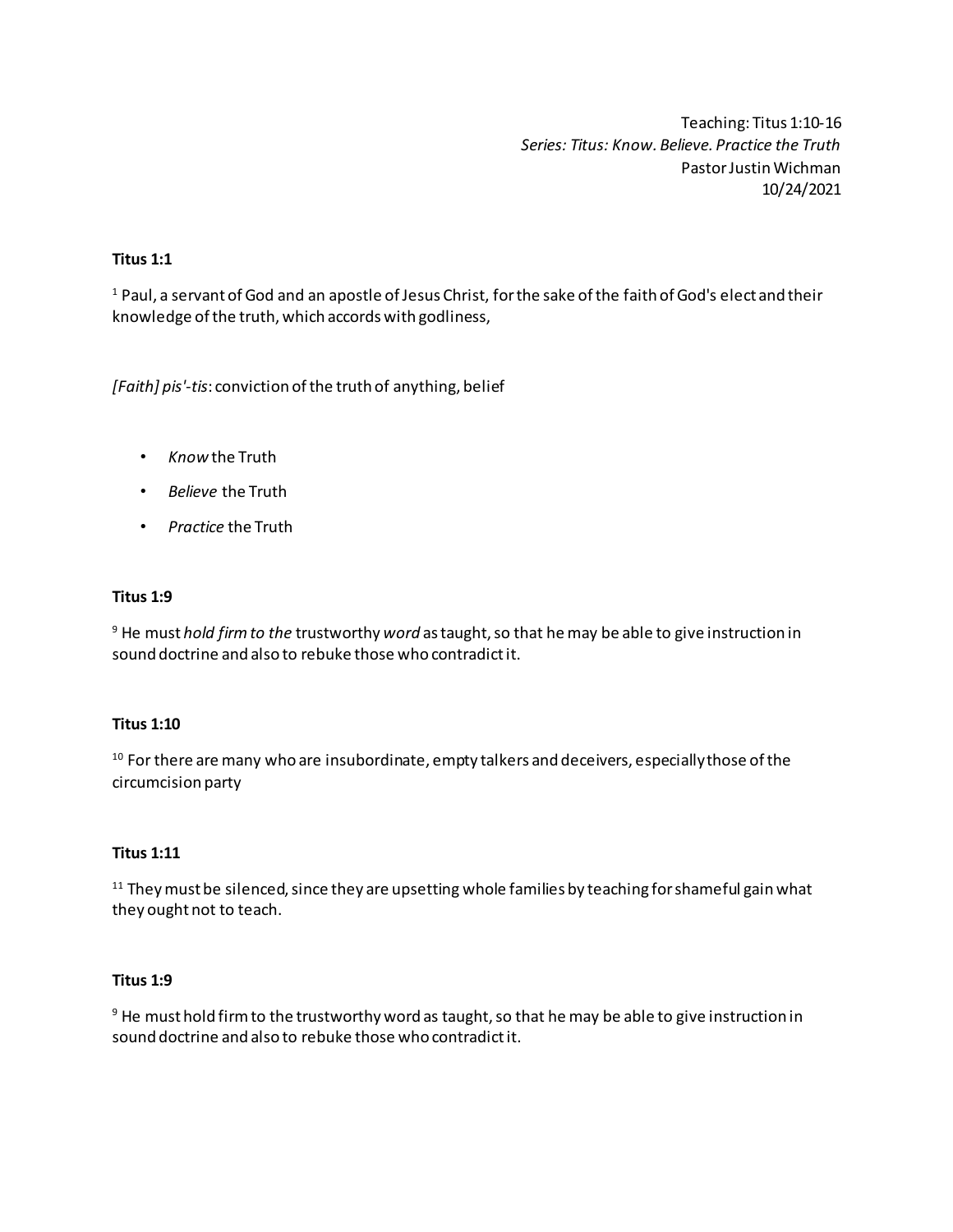Teaching: Titus 1:10-16
*Series: Titus: Know. Believe. Practice the Truth*
Pastor Justin Wichman
10/24/2021

**Titus 1:1**

[1] Paul, a servant of God and an apostle of Jesus Christ, for the sake of the faith of God's elect and their knowledge of the truth, which accords with godliness,

*[Faith] pis'-tis*: conviction of the truth of anything, belief

- *Know* the Truth
- *Believe* the Truth
- *Practice* the Truth

**Titus 1:9**

[9] He must *hold firm to the* trustworthy *word* as taught, so that he may be able to give instruction in sound doctrine and also to rebuke those who contradict it.

**Titus 1:10**

[10] For there are many who are insubordinate, empty talkers and deceivers, especially those of the circumcision party

**Titus 1:11**

[11] They must be silenced, since they are upsetting whole families by teaching for shameful gain what they ought not to teach.

**Titus 1:9**

[9] He must hold firm to the trustworthy word as taught, so that he may be able to give instruction in sound doctrine and also to rebuke those who contradict it.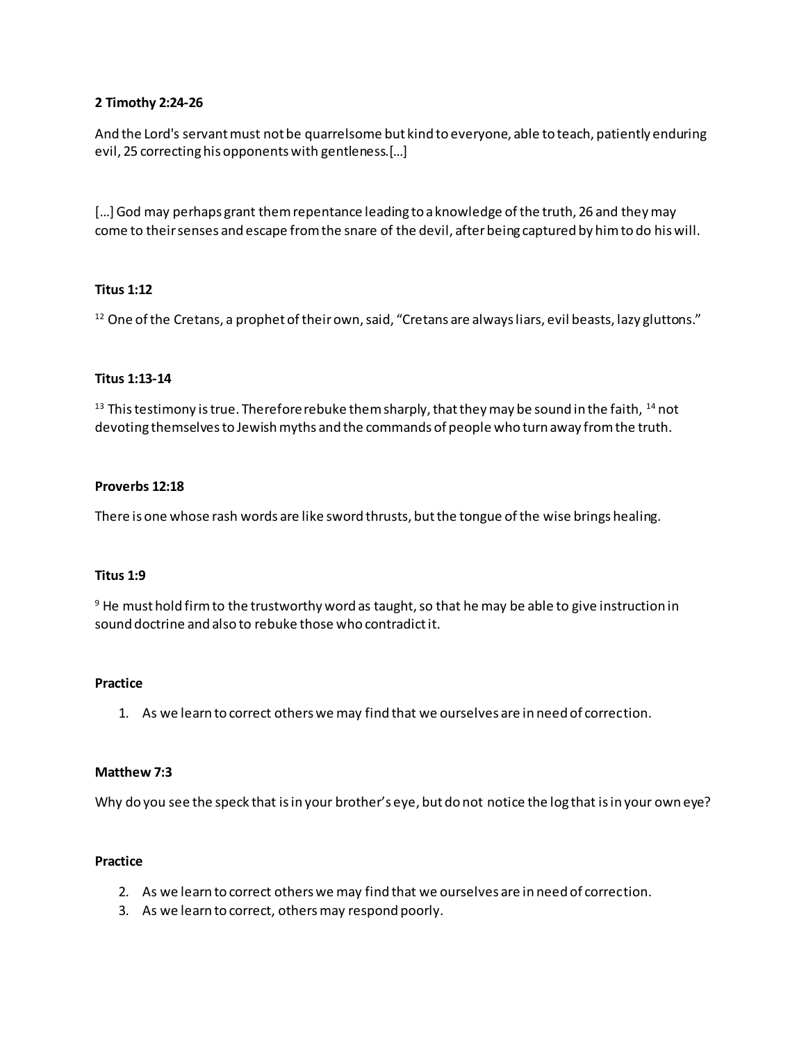**2 Timothy 2:24-26**

And the Lord's servant must not be quarrelsome but kind to everyone, able to teach, patiently enduring evil, 25 correcting his opponents with gentleness.[…]

[…] God may perhaps grant them repentance leading to a knowledge of the truth, 26 and they may come to their senses and escape from the snare of the devil, after being captured by him to do his will.

**Titus 1:12**

[12] One of the Cretans, a prophet of their own, said, "Cretans are always liars, evil beasts, lazy gluttons."

**Titus 1:13-14**

[13] This testimony is true. Therefore rebuke them sharply, that they may be sound in the faith, [14] not devoting themselves to Jewish myths and the commands of people who turn away from the truth.

**Proverbs 12:18**

There is one whose rash words are like sword thrusts, but the tongue of the wise brings healing.

**Titus 1:9**

[9] He must hold firm to the trustworthy word as taught, so that he may be able to give instruction in sound doctrine and also to rebuke those who contradict it.

**Practice**

1. As we learn to correct others we may find that we ourselves are in need of correction.

**Matthew 7:3**

Why do you see the speck that is in your brother's eye, but do not notice the log that is in your own eye?

**Practice**

2. As we learn to correct others we may find that we ourselves are in need of correction.
3. As we learn to correct, others may respond poorly.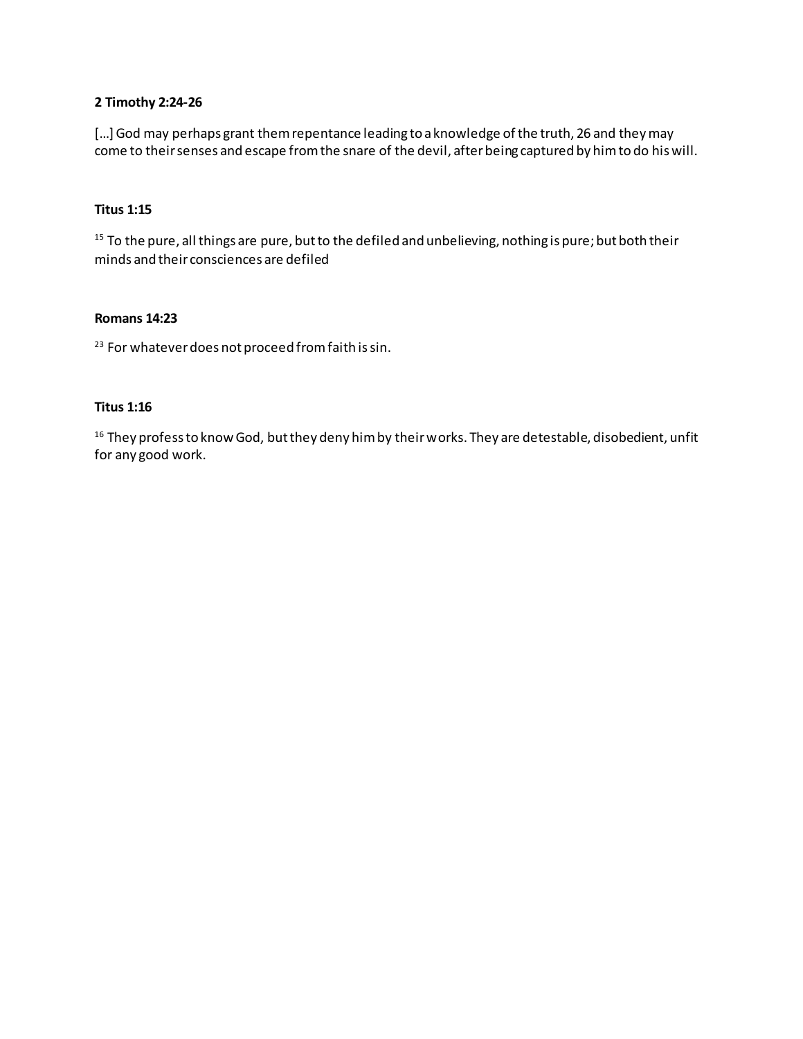**2 Timothy 2:24-26**

[…] God may perhaps grant them repentance leading to a knowledge of the truth, 26 and they may come to their senses and escape from the snare of the devil, after being captured by him to do his will.

**Titus 1:15**

[15] To the pure, all things are pure, but to the defiled and unbelieving, nothing is pure; but both their minds and their consciences are defiled

**Romans 14:23**

[23] For whatever does not proceed from faith is sin.

**Titus 1:16**

[16] They profess to know God, but they deny him by their works. They are detestable, disobedient, unfit for any good work.